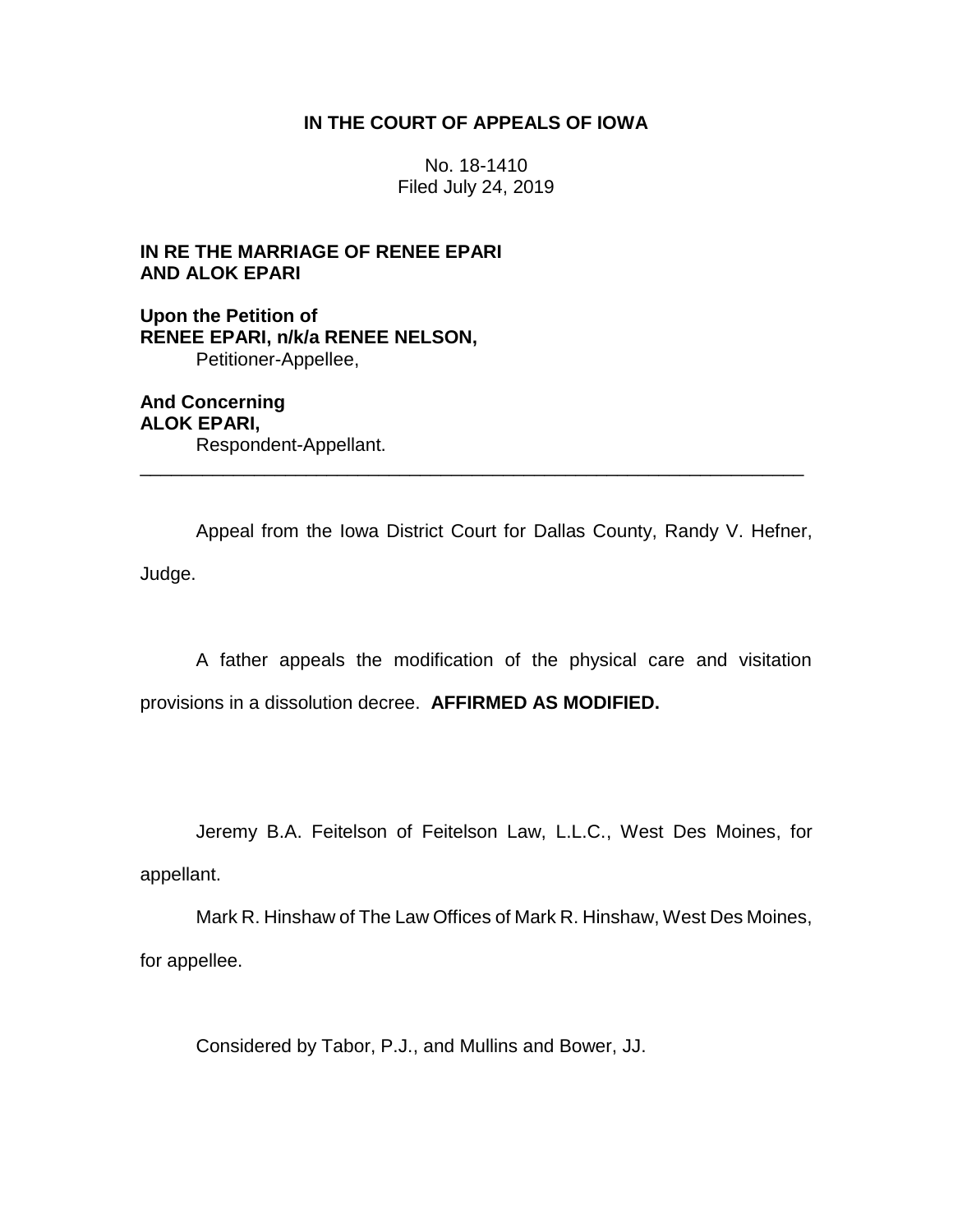**IN THE COURT OF APPEALS OF IOWA**

No. 18-1410
Filed July 24, 2019

**IN RE THE MARRIAGE OF RENEE EPARI AND ALOK EPARI**

**Upon the Petition of**
**RENEE EPARI, n/k/a RENEE NELSON,**
Petitioner-Appellee,

**And Concerning**
**ALOK EPARI,**
Respondent-Appellant.

---

Appeal from the Iowa District Court for Dallas County, Randy V. Hefner, Judge.

A father appeals the modification of the physical care and visitation provisions in a dissolution decree. **AFFIRMED AS MODIFIED.**

Jeremy B.A. Feitelson of Feitelson Law, L.L.C., West Des Moines, for appellant.

Mark R. Hinshaw of The Law Offices of Mark R. Hinshaw, West Des Moines, for appellee.

Considered by Tabor, P.J., and Mullins and Bower, JJ.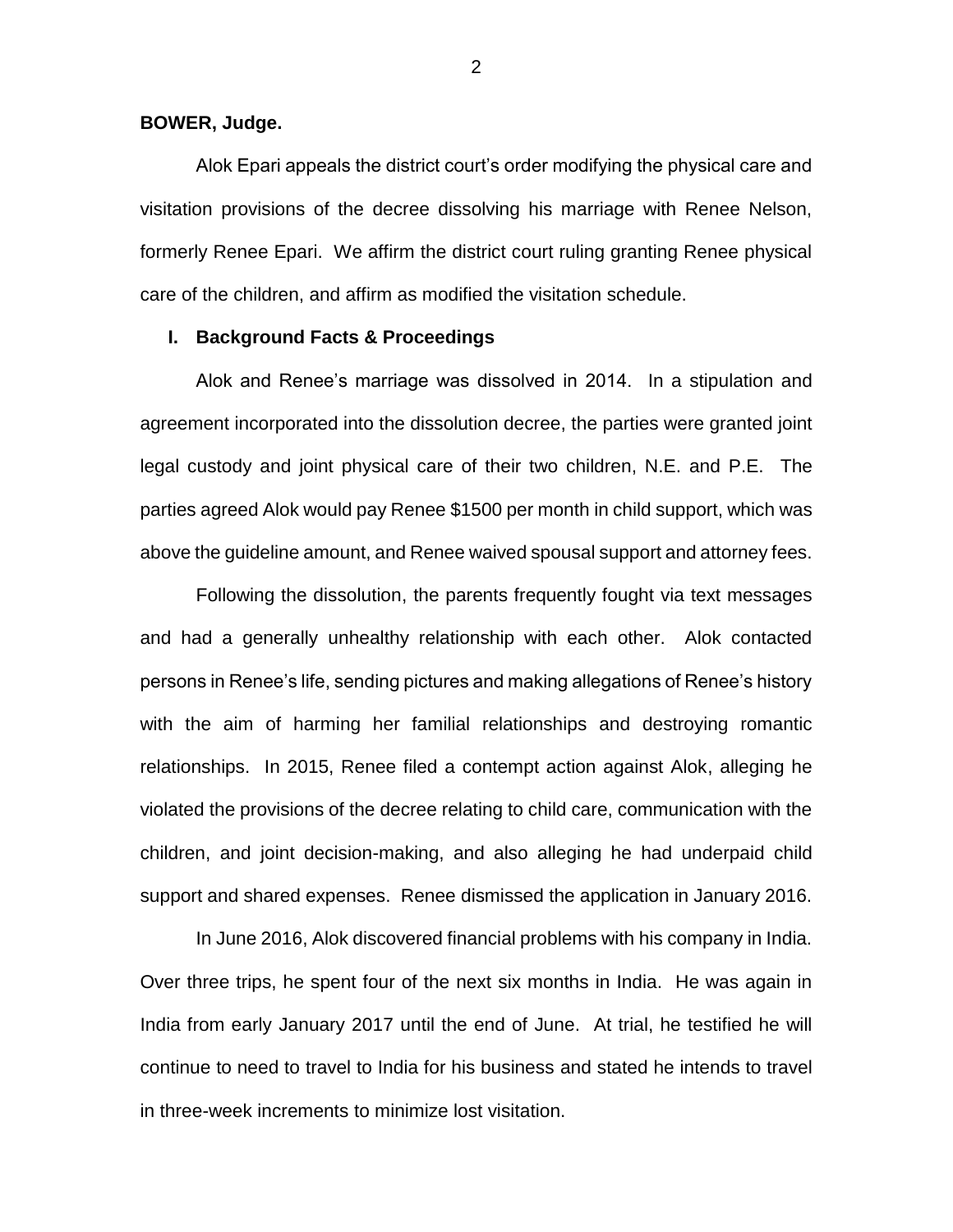**BOWER, Judge.**

Alok Epari appeals the district court's order modifying the physical care and visitation provisions of the decree dissolving his marriage with Renee Nelson, formerly Renee Epari. We affirm the district court ruling granting Renee physical care of the children, and affirm as modified the visitation schedule.

## I. Background Facts & Proceedings

Alok and Renee's marriage was dissolved in 2014. In a stipulation and agreement incorporated into the dissolution decree, the parties were granted joint legal custody and joint physical care of their two children, N.E. and P.E. The parties agreed Alok would pay Renee $1500 per month in child support, which was above the guideline amount, and Renee waived spousal support and attorney fees.

Following the dissolution, the parents frequently fought via text messages and had a generally unhealthy relationship with each other. Alok contacted persons in Renee's life, sending pictures and making allegations of Renee's history with the aim of harming her familial relationships and destroying romantic relationships. In 2015, Renee filed a contempt action against Alok, alleging he violated the provisions of the decree relating to child care, communication with the children, and joint decision-making, and also alleging he had underpaid child support and shared expenses. Renee dismissed the application in January 2016.

In June 2016, Alok discovered financial problems with his company in India. Over three trips, he spent four of the next six months in India. He was again in India from early January 2017 until the end of June. At trial, he testified he will continue to need to travel to India for his business and stated he intends to travel in three-week increments to minimize lost visitation.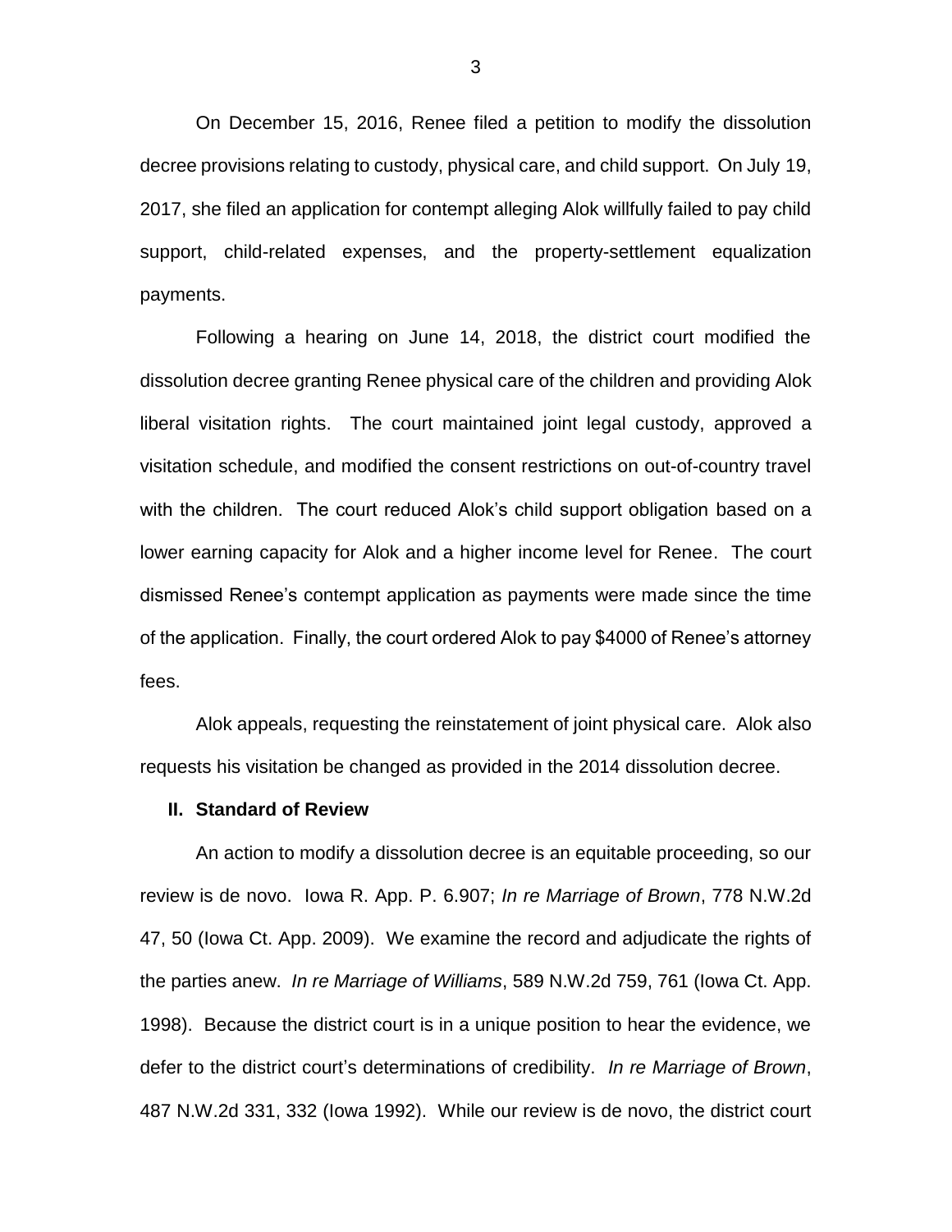On December 15, 2016, Renee filed a petition to modify the dissolution decree provisions relating to custody, physical care, and child support. On July 19, 2017, she filed an application for contempt alleging Alok willfully failed to pay child support, child-related expenses, and the property-settlement equalization payments.

Following a hearing on June 14, 2018, the district court modified the dissolution decree granting Renee physical care of the children and providing Alok liberal visitation rights. The court maintained joint legal custody, approved a visitation schedule, and modified the consent restrictions on out-of-country travel with the children. The court reduced Alok's child support obligation based on a lower earning capacity for Alok and a higher income level for Renee. The court dismissed Renee's contempt application as payments were made since the time of the application. Finally, the court ordered Alok to pay $4000 of Renee's attorney fees.

Alok appeals, requesting the reinstatement of joint physical care. Alok also requests his visitation be changed as provided in the 2014 dissolution decree.

## II. Standard of Review

An action to modify a dissolution decree is an equitable proceeding, so our review is de novo. Iowa R. App. P. 6.907; *In re Marriage of Brown*, 778 N.W.2d 47, 50 (Iowa Ct. App. 2009). We examine the record and adjudicate the rights of the parties anew. *In re Marriage of Williams*, 589 N.W.2d 759, 761 (Iowa Ct. App. 1998). Because the district court is in a unique position to hear the evidence, we defer to the district court's determinations of credibility. *In re Marriage of Brown*, 487 N.W.2d 331, 332 (Iowa 1992). While our review is de novo, the district court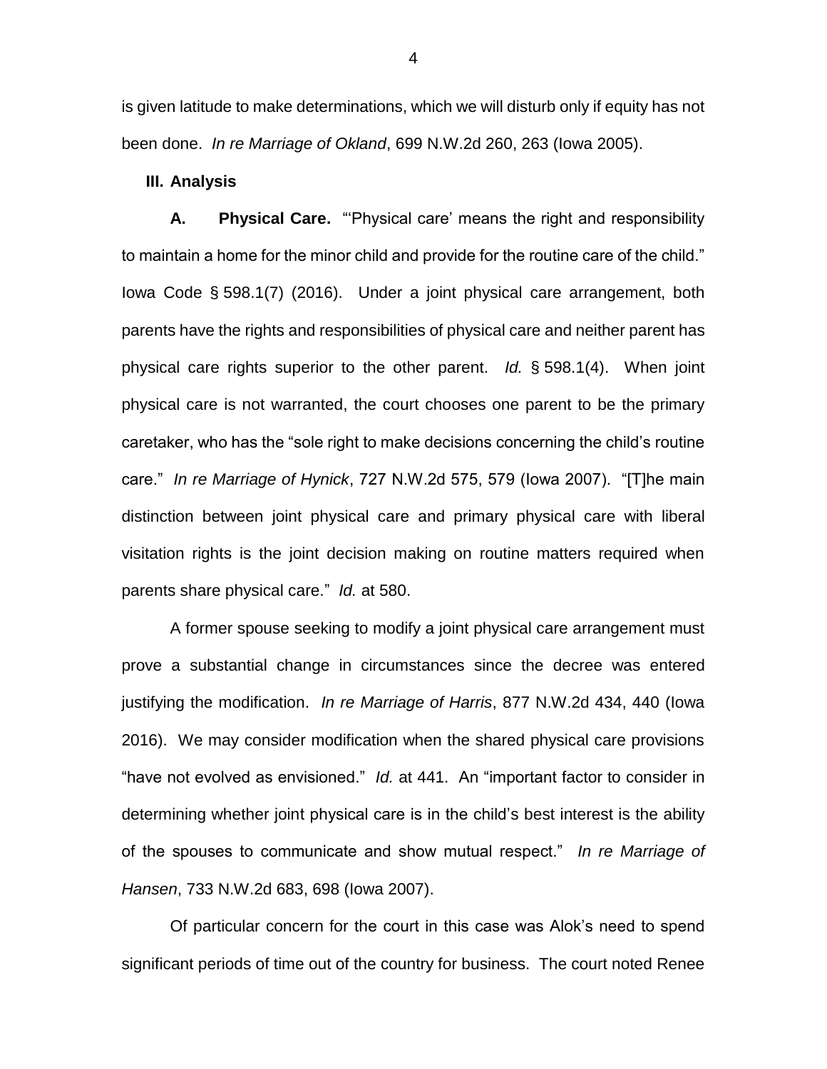is given latitude to make determinations, which we will disturb only if equity has not been done. *In re Marriage of Okland*, 699 N.W.2d 260, 263 (Iowa 2005).

**III. Analysis**

**A. Physical Care.** "'Physical care' means the right and responsibility to maintain a home for the minor child and provide for the routine care of the child." Iowa Code § 598.1(7) (2016). Under a joint physical care arrangement, both parents have the rights and responsibilities of physical care and neither parent has physical care rights superior to the other parent. *Id.* § 598.1(4). When joint physical care is not warranted, the court chooses one parent to be the primary caretaker, who has the "sole right to make decisions concerning the child's routine care." *In re Marriage of Hynick*, 727 N.W.2d 575, 579 (Iowa 2007). "[T]he main distinction between joint physical care and primary physical care with liberal visitation rights is the joint decision making on routine matters required when parents share physical care." *Id.* at 580.

A former spouse seeking to modify a joint physical care arrangement must prove a substantial change in circumstances since the decree was entered justifying the modification. *In re Marriage of Harris*, 877 N.W.2d 434, 440 (Iowa 2016). We may consider modification when the shared physical care provisions "have not evolved as envisioned." *Id.* at 441. An "important factor to consider in determining whether joint physical care is in the child's best interest is the ability of the spouses to communicate and show mutual respect." *In re Marriage of Hansen*, 733 N.W.2d 683, 698 (Iowa 2007).

Of particular concern for the court in this case was Alok's need to spend significant periods of time out of the country for business. The court noted Renee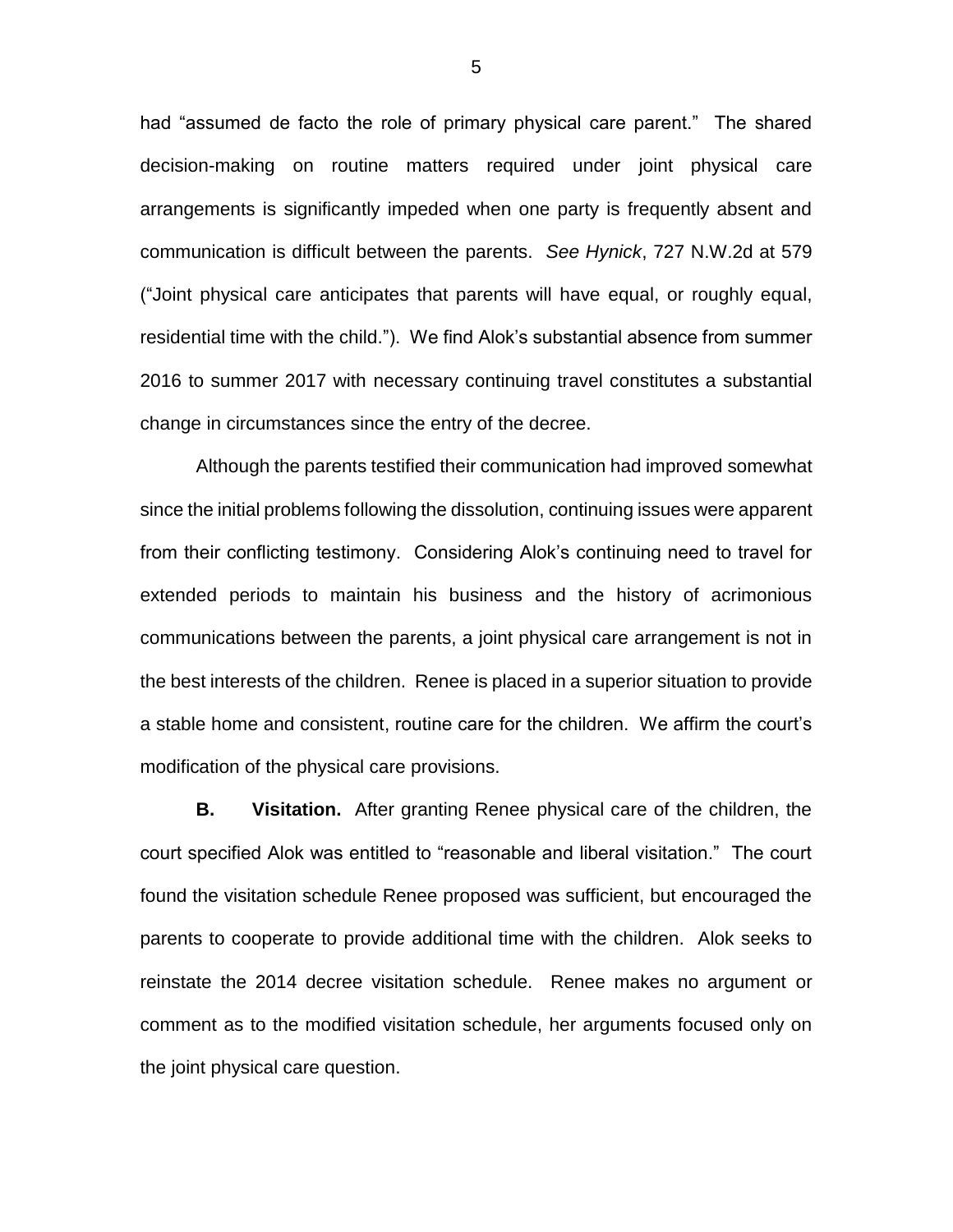had "assumed de facto the role of primary physical care parent." The shared decision-making on routine matters required under joint physical care arrangements is significantly impeded when one party is frequently absent and communication is difficult between the parents. *See Hynick*, 727 N.W.2d at 579 ("Joint physical care anticipates that parents will have equal, or roughly equal, residential time with the child."). We find Alok's substantial absence from summer 2016 to summer 2017 with necessary continuing travel constitutes a substantial change in circumstances since the entry of the decree.

Although the parents testified their communication had improved somewhat since the initial problems following the dissolution, continuing issues were apparent from their conflicting testimony. Considering Alok's continuing need to travel for extended periods to maintain his business and the history of acrimonious communications between the parents, a joint physical care arrangement is not in the best interests of the children. Renee is placed in a superior situation to provide a stable home and consistent, routine care for the children. We affirm the court's modification of the physical care provisions.

**B. Visitation.** After granting Renee physical care of the children, the court specified Alok was entitled to "reasonable and liberal visitation." The court found the visitation schedule Renee proposed was sufficient, but encouraged the parents to cooperate to provide additional time with the children. Alok seeks to reinstate the 2014 decree visitation schedule. Renee makes no argument or comment as to the modified visitation schedule, her arguments focused only on the joint physical care question.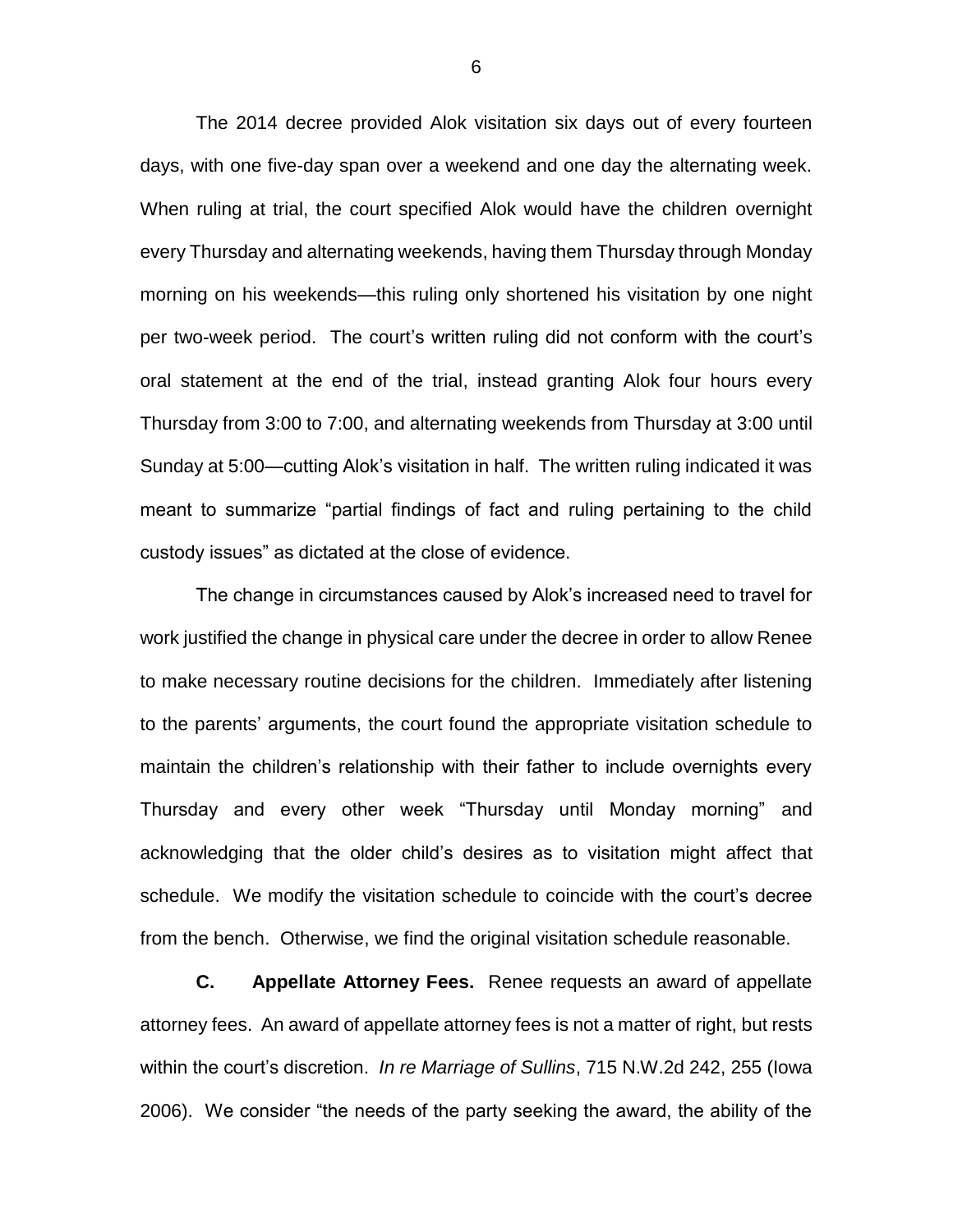The 2014 decree provided Alok visitation six days out of every fourteen days, with one five-day span over a weekend and one day the alternating week. When ruling at trial, the court specified Alok would have the children overnight every Thursday and alternating weekends, having them Thursday through Monday morning on his weekends—this ruling only shortened his visitation by one night per two-week period. The court's written ruling did not conform with the court's oral statement at the end of the trial, instead granting Alok four hours every Thursday from 3:00 to 7:00, and alternating weekends from Thursday at 3:00 until Sunday at 5:00—cutting Alok's visitation in half. The written ruling indicated it was meant to summarize "partial findings of fact and ruling pertaining to the child custody issues" as dictated at the close of evidence.

The change in circumstances caused by Alok's increased need to travel for work justified the change in physical care under the decree in order to allow Renee to make necessary routine decisions for the children. Immediately after listening to the parents' arguments, the court found the appropriate visitation schedule to maintain the children's relationship with their father to include overnights every Thursday and every other week "Thursday until Monday morning" and acknowledging that the older child's desires as to visitation might affect that schedule. We modify the visitation schedule to coincide with the court's decree from the bench. Otherwise, we find the original visitation schedule reasonable.

**C. Appellate Attorney Fees.** Renee requests an award of appellate attorney fees. An award of appellate attorney fees is not a matter of right, but rests within the court's discretion. *In re Marriage of Sullins*, 715 N.W.2d 242, 255 (Iowa 2006). We consider "the needs of the party seeking the award, the ability of the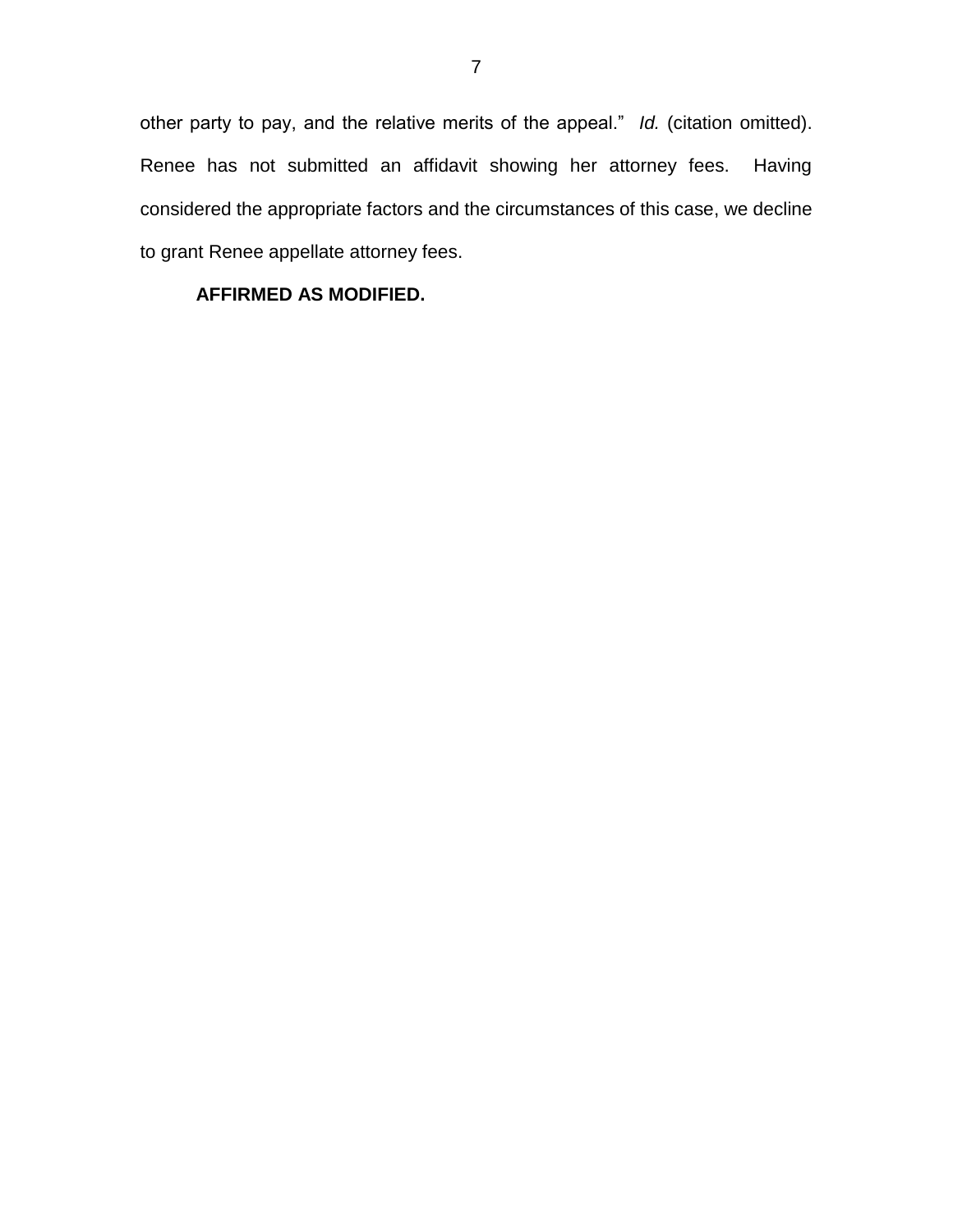other party to pay, and the relative merits of the appeal." *Id.* (citation omitted). Renee has not submitted an affidavit showing her attorney fees. Having considered the appropriate factors and the circumstances of this case, we decline to grant Renee appellate attorney fees.

**AFFIRMED AS MODIFIED.**